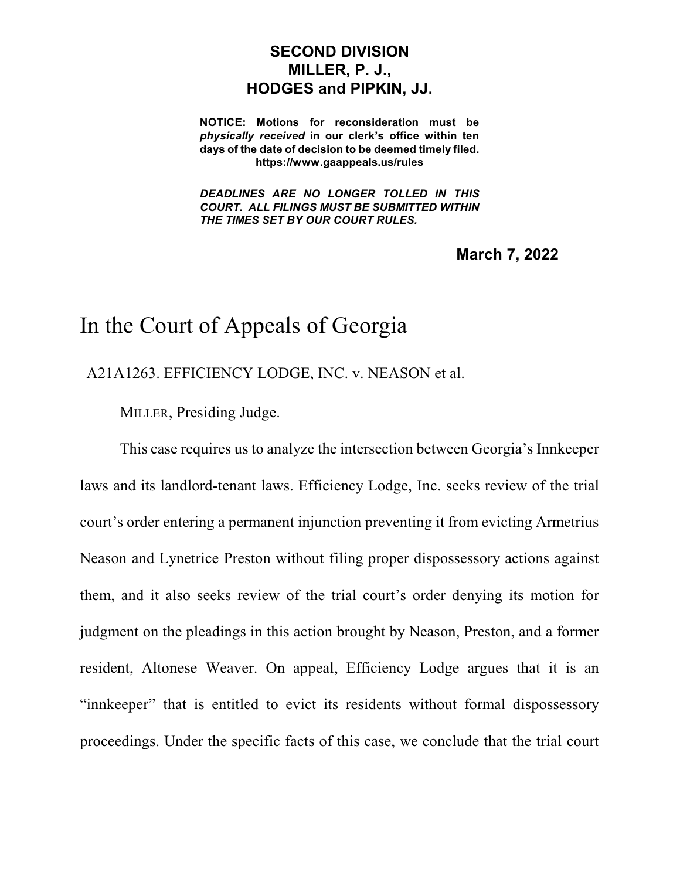**SECOND DIVISION**
**MILLER, P. J.,**
**HODGES and PIPKIN, JJ.**

**NOTICE: Motions for reconsideration must be *physically received* in our clerk's office within ten days of the date of decision to be deemed timely filed.**
**https://www.gaappeals.us/rules**

***DEADLINES ARE NO LONGER TOLLED IN THIS COURT. ALL FILINGS MUST BE SUBMITTED WITHIN THE TIMES SET BY OUR COURT RULES.***

**March 7, 2022**

# In the Court of Appeals of Georgia

A21A1263. EFFICIENCY LODGE, INC. v. NEASON et al.

MILLER, Presiding Judge.

This case requires us to analyze the intersection between Georgia's Innkeeper laws and its landlord-tenant laws. Efficiency Lodge, Inc. seeks review of the trial court's order entering a permanent injunction preventing it from evicting Armetrius Neason and Lynetrice Preston without filing proper dispossessory actions against them, and it also seeks review of the trial court's order denying its motion for judgment on the pleadings in this action brought by Neason, Preston, and a former resident, Altonese Weaver. On appeal, Efficiency Lodge argues that it is an "innkeeper" that is entitled to evict its residents without formal dispossessory proceedings. Under the specific facts of this case, we conclude that the trial court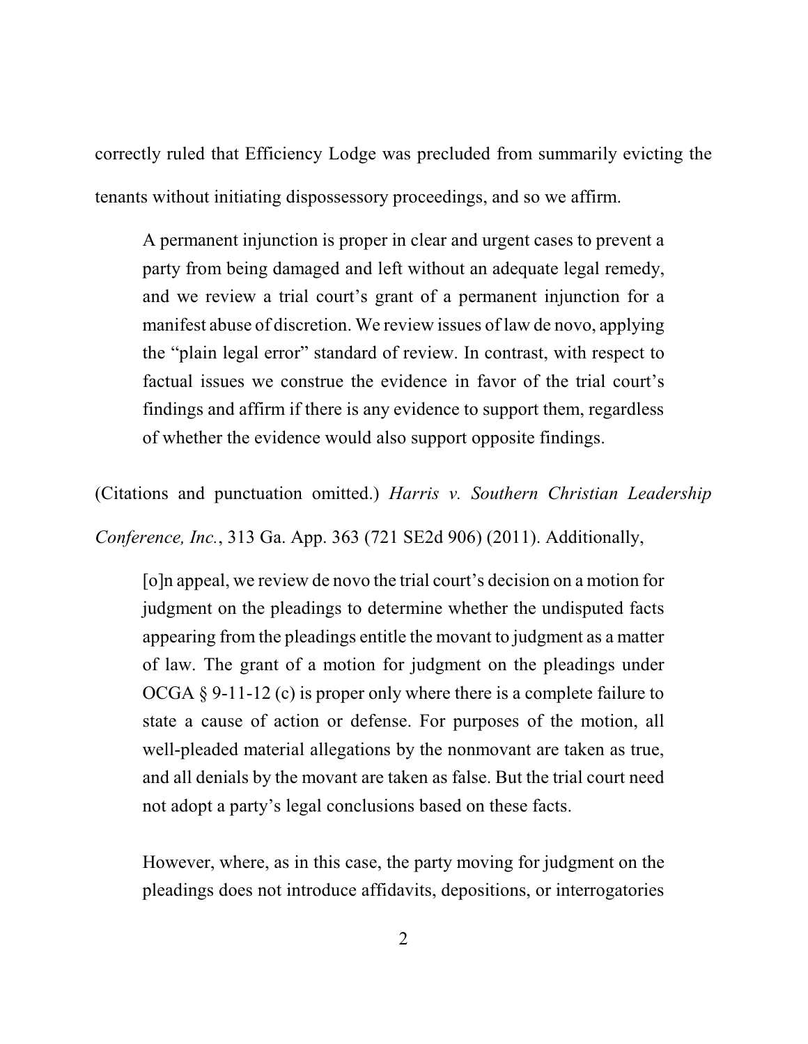correctly ruled that Efficiency Lodge was precluded from summarily evicting the tenants without initiating dispossessory proceedings, and so we affirm.

> A permanent injunction is proper in clear and urgent cases to prevent a party from being damaged and left without an adequate legal remedy, and we review a trial court's grant of a permanent injunction for a manifest abuse of discretion. We review issues of law de novo, applying the "plain legal error" standard of review. In contrast, with respect to factual issues we construe the evidence in favor of the trial court's findings and affirm if there is any evidence to support them, regardless of whether the evidence would also support opposite findings.

(Citations and punctuation omitted.) *Harris v. Southern Christian Leadership Conference, Inc.*, 313 Ga. App. 363 (721 SE2d 906) (2011). Additionally,

> [o]n appeal, we review de novo the trial court's decision on a motion for judgment on the pleadings to determine whether the undisputed facts appearing from the pleadings entitle the movant to judgment as a matter of law. The grant of a motion for judgment on the pleadings under OCGA § 9-11-12 (c) is proper only where there is a complete failure to state a cause of action or defense. For purposes of the motion, all well-pleaded material allegations by the nonmovant are taken as true, and all denials by the movant are taken as false. But the trial court need not adopt a party's legal conclusions based on these facts.
>
> However, where, as in this case, the party moving for judgment on the pleadings does not introduce affidavits, depositions, or interrogatories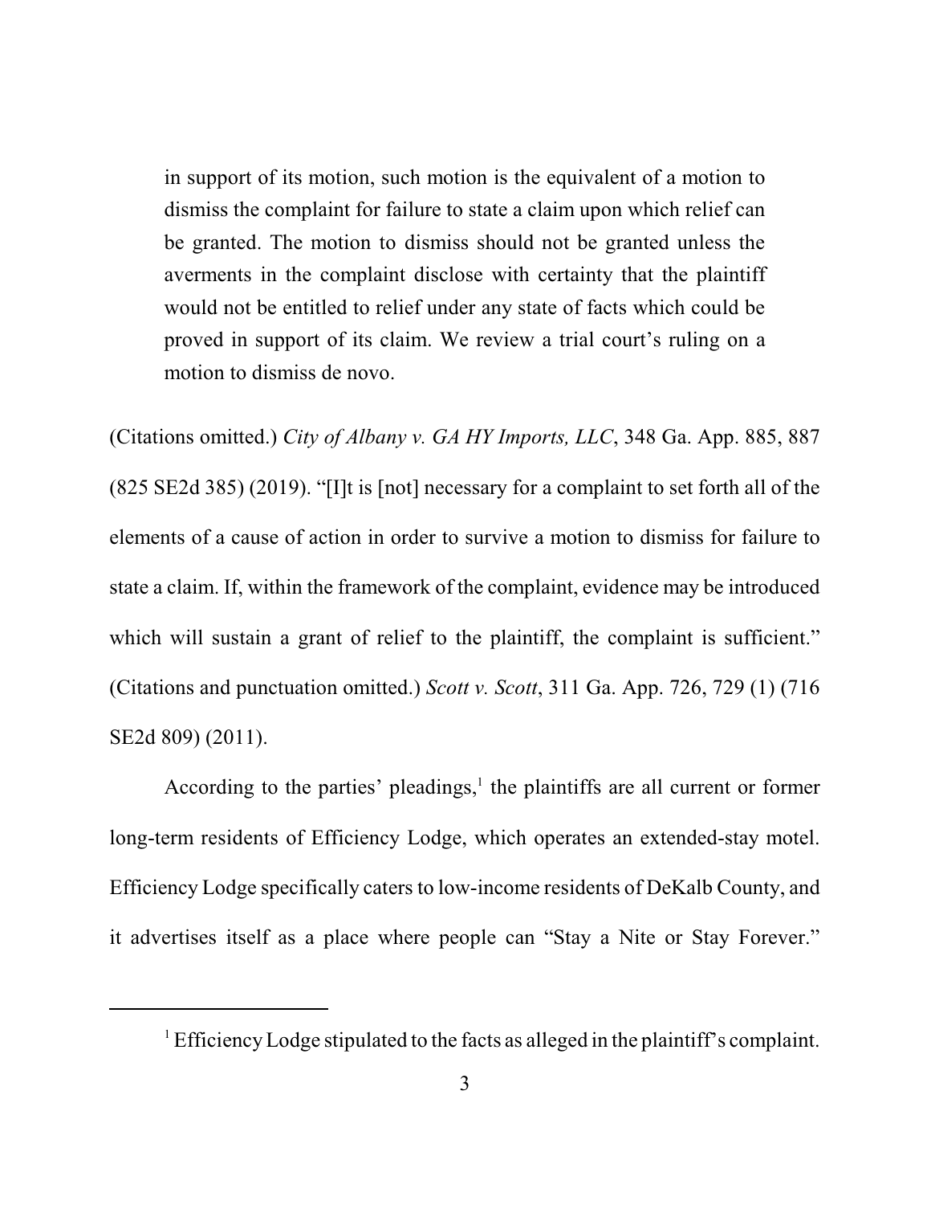> in support of its motion, such motion is the equivalent of a motion to dismiss the complaint for failure to state a claim upon which relief can be granted. The motion to dismiss should not be granted unless the averments in the complaint disclose with certainty that the plaintiff would not be entitled to relief under any state of facts which could be proved in support of its claim. We review a trial court's ruling on a motion to dismiss de novo.

(Citations omitted.) *City of Albany v. GA HY Imports, LLC*, 348 Ga. App. 885, 887 (825 SE2d 385) (2019). "[I]t is [not] necessary for a complaint to set forth all of the elements of a cause of action in order to survive a motion to dismiss for failure to state a claim. If, within the framework of the complaint, evidence may be introduced which will sustain a grant of relief to the plaintiff, the complaint is sufficient." (Citations and punctuation omitted.) *Scott v. Scott*, 311 Ga. App. 726, 729 (1) (716 SE2d 809) (2011).

According to the parties' pleadings,[1] the plaintiffs are all current or former long-term residents of Efficiency Lodge, which operates an extended-stay motel. Efficiency Lodge specifically caters to low-income residents of DeKalb County, and it advertises itself as a place where people can "Stay a Nite or Stay Forever."

---

[1] Efficiency Lodge stipulated to the facts as alleged in the plaintiff's complaint.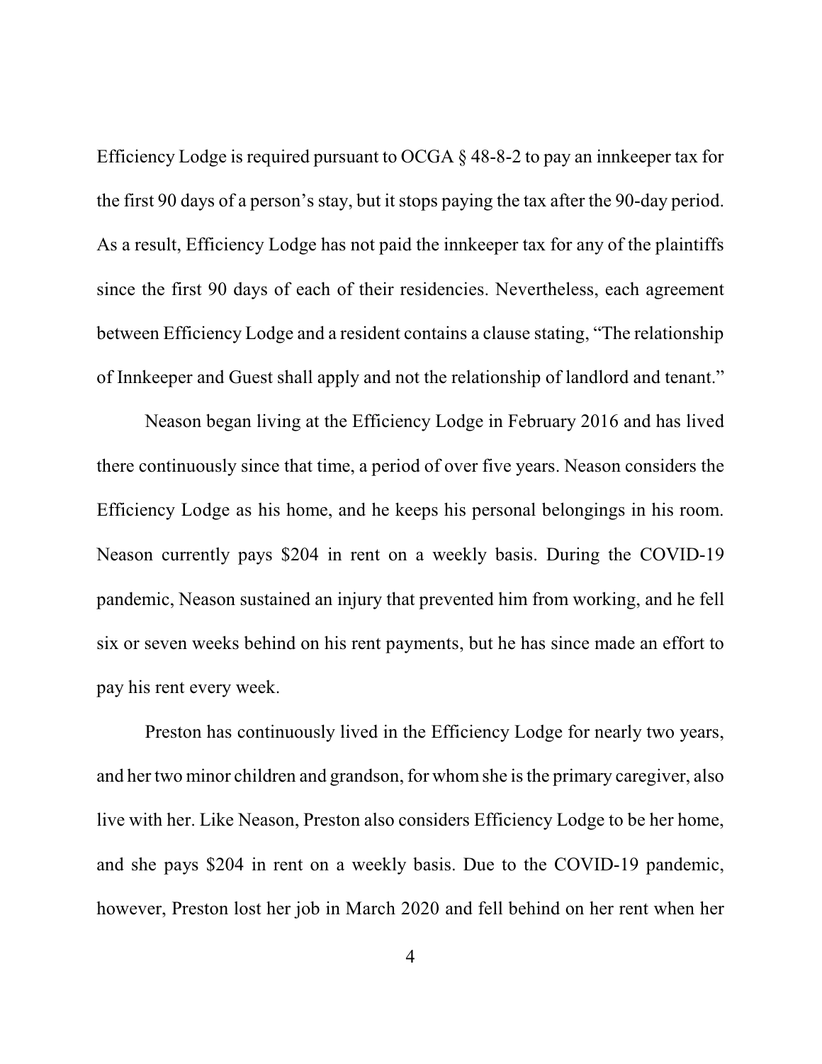Efficiency Lodge is required pursuant to OCGA § 48-8-2 to pay an innkeeper tax for the first 90 days of a person's stay, but it stops paying the tax after the 90-day period. As a result, Efficiency Lodge has not paid the innkeeper tax for any of the plaintiffs since the first 90 days of each of their residencies. Nevertheless, each agreement between Efficiency Lodge and a resident contains a clause stating, "The relationship of Innkeeper and Guest shall apply and not the relationship of landlord and tenant."

Neason began living at the Efficiency Lodge in February 2016 and has lived there continuously since that time, a period of over five years. Neason considers the Efficiency Lodge as his home, and he keeps his personal belongings in his room. Neason currently pays $204 in rent on a weekly basis. During the COVID-19 pandemic, Neason sustained an injury that prevented him from working, and he fell six or seven weeks behind on his rent payments, but he has since made an effort to pay his rent every week.

Preston has continuously lived in the Efficiency Lodge for nearly two years, and her two minor children and grandson, for whom she is the primary caregiver, also live with her. Like Neason, Preston also considers Efficiency Lodge to be her home, and she pays $204 in rent on a weekly basis. Due to the COVID-19 pandemic, however, Preston lost her job in March 2020 and fell behind on her rent when her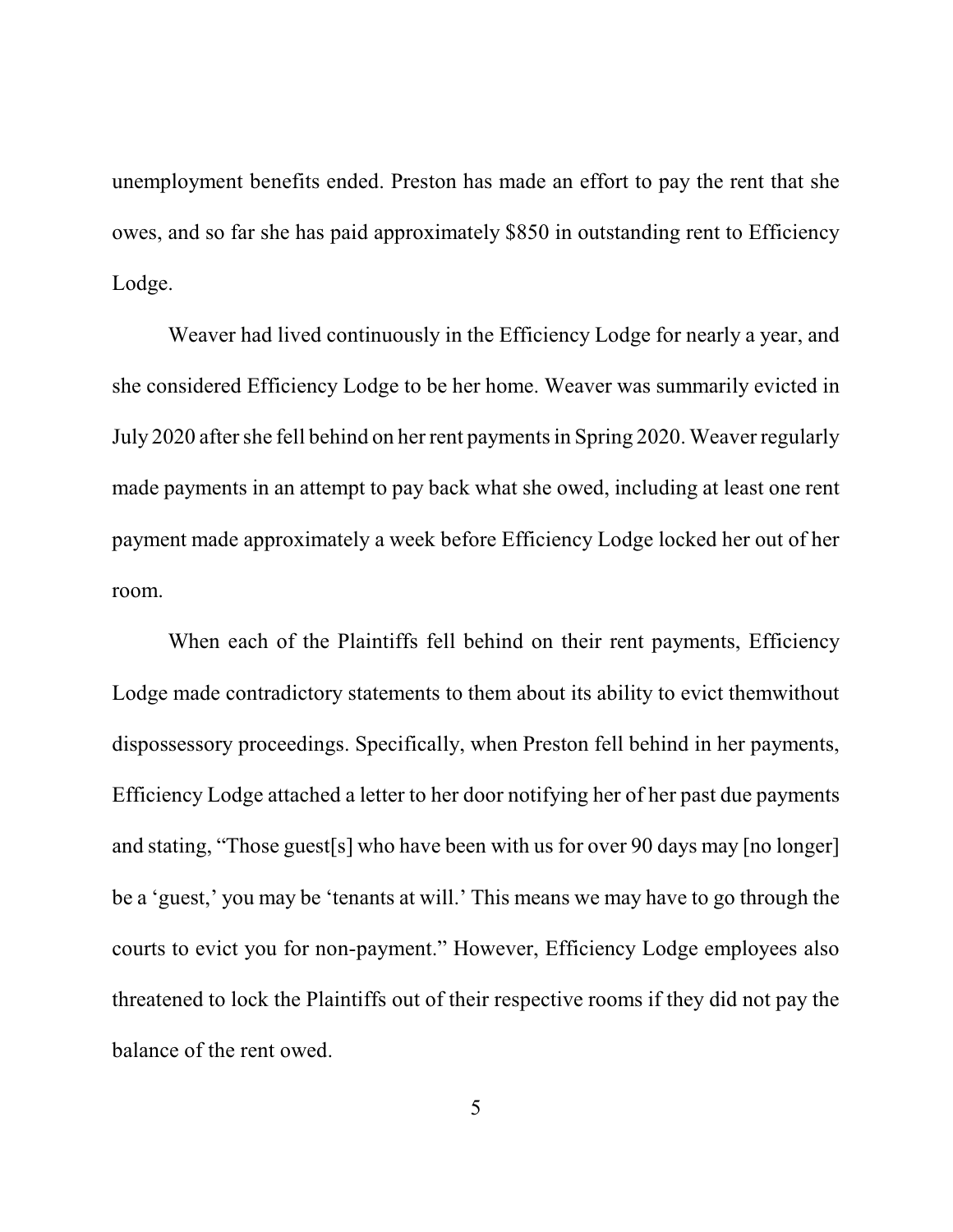unemployment benefits ended. Preston has made an effort to pay the rent that she owes, and so far she has paid approximately $850 in outstanding rent to Efficiency Lodge.

Weaver had lived continuously in the Efficiency Lodge for nearly a year, and she considered Efficiency Lodge to be her home. Weaver was summarily evicted in July 2020 after she fell behind on her rent payments in Spring 2020. Weaver regularly made payments in an attempt to pay back what she owed, including at least one rent payment made approximately a week before Efficiency Lodge locked her out of her room.

When each of the Plaintiffs fell behind on their rent payments, Efficiency Lodge made contradictory statements to them about its ability to evict themwithout dispossessory proceedings. Specifically, when Preston fell behind in her payments, Efficiency Lodge attached a letter to her door notifying her of her past due payments and stating, "Those guest[s] who have been with us for over 90 days may [no longer] be a 'guest,' you may be 'tenants at will.' This means we may have to go through the courts to evict you for non-payment." However, Efficiency Lodge employees also threatened to lock the Plaintiffs out of their respective rooms if they did not pay the balance of the rent owed.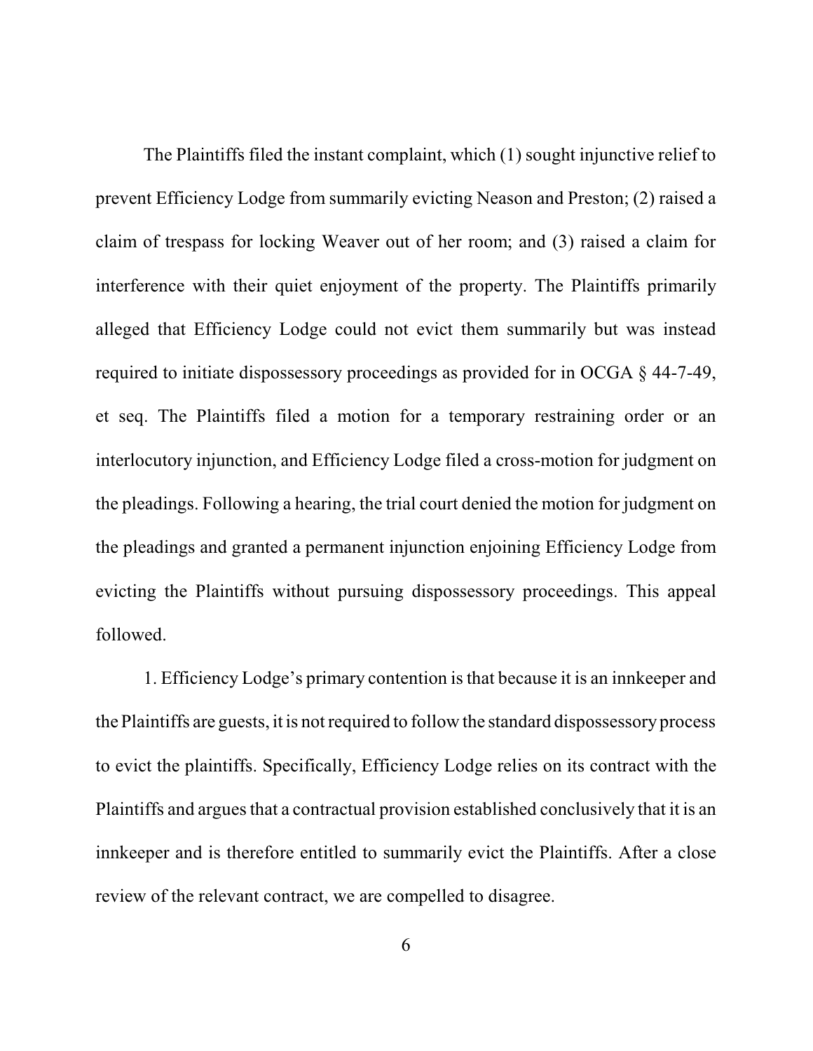The Plaintiffs filed the instant complaint, which (1) sought injunctive relief to prevent Efficiency Lodge from summarily evicting Neason and Preston; (2) raised a claim of trespass for locking Weaver out of her room; and (3) raised a claim for interference with their quiet enjoyment of the property. The Plaintiffs primarily alleged that Efficiency Lodge could not evict them summarily but was instead required to initiate dispossessory proceedings as provided for in OCGA § 44-7-49, et seq. The Plaintiffs filed a motion for a temporary restraining order or an interlocutory injunction, and Efficiency Lodge filed a cross-motion for judgment on the pleadings. Following a hearing, the trial court denied the motion for judgment on the pleadings and granted a permanent injunction enjoining Efficiency Lodge from evicting the Plaintiffs without pursuing dispossessory proceedings. This appeal followed.

1. Efficiency Lodge's primary contention is that because it is an innkeeper and the Plaintiffs are guests, it is not required to follow the standard dispossessory process to evict the plaintiffs. Specifically, Efficiency Lodge relies on its contract with the Plaintiffs and argues that a contractual provision established conclusively that it is an innkeeper and is therefore entitled to summarily evict the Plaintiffs. After a close review of the relevant contract, we are compelled to disagree.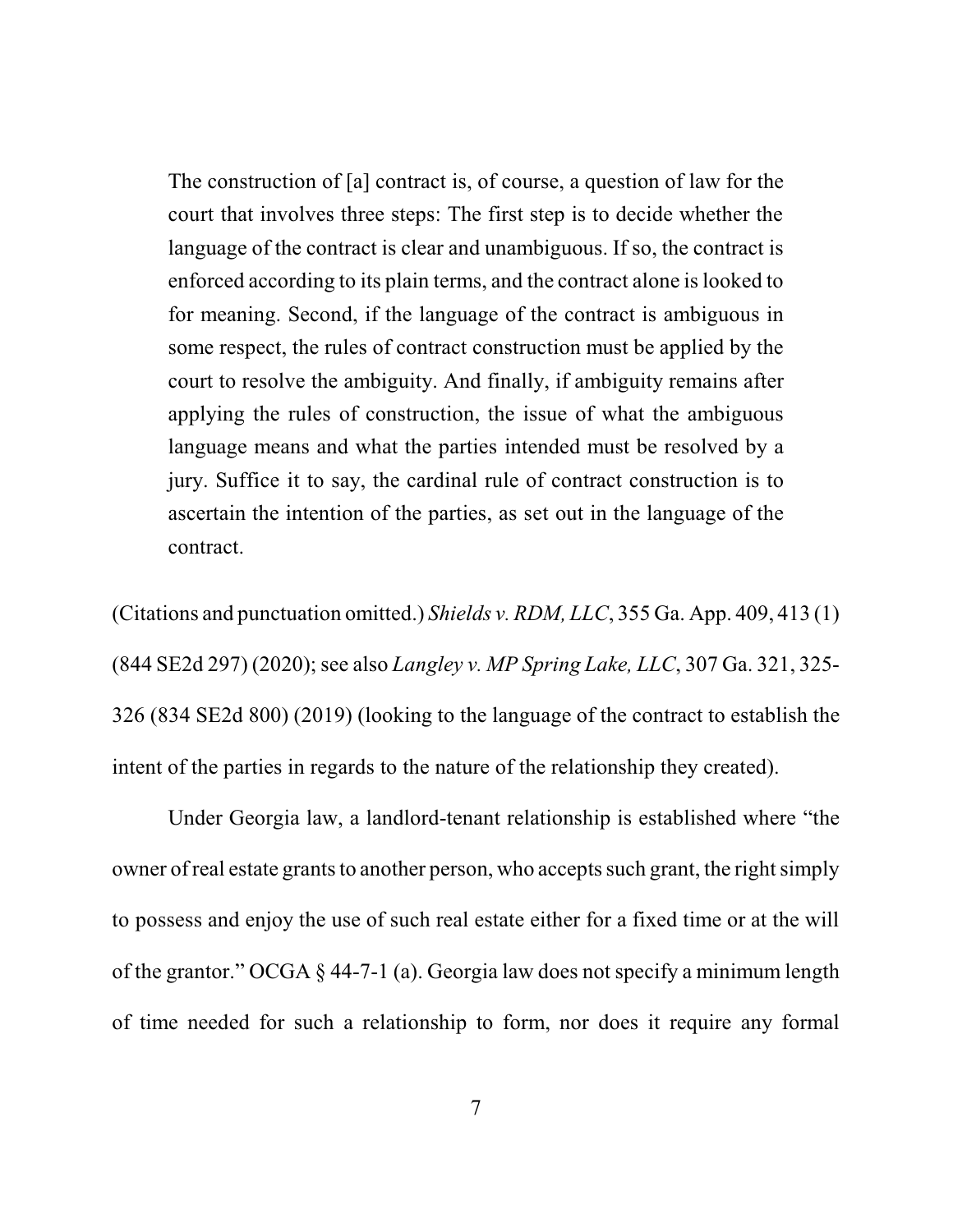> The construction of [a] contract is, of course, a question of law for the court that involves three steps: The first step is to decide whether the language of the contract is clear and unambiguous. If so, the contract is enforced according to its plain terms, and the contract alone is looked to for meaning. Second, if the language of the contract is ambiguous in some respect, the rules of contract construction must be applied by the court to resolve the ambiguity. And finally, if ambiguity remains after applying the rules of construction, the issue of what the ambiguous language means and what the parties intended must be resolved by a jury. Suffice it to say, the cardinal rule of contract construction is to ascertain the intention of the parties, as set out in the language of the contract.

(Citations and punctuation omitted.) *Shields v. RDM, LLC*, 355 Ga. App. 409, 413 (1) (844 SE2d 297) (2020); see also *Langley v. MP Spring Lake, LLC*, 307 Ga. 321, 325-326 (834 SE2d 800) (2019) (looking to the language of the contract to establish the intent of the parties in regards to the nature of the relationship they created).

Under Georgia law, a landlord-tenant relationship is established where "the owner of real estate grants to another person, who accepts such grant, the right simply to possess and enjoy the use of such real estate either for a fixed time or at the will of the grantor." OCGA § 44-7-1 (a). Georgia law does not specify a minimum length of time needed for such a relationship to form, nor does it require any formal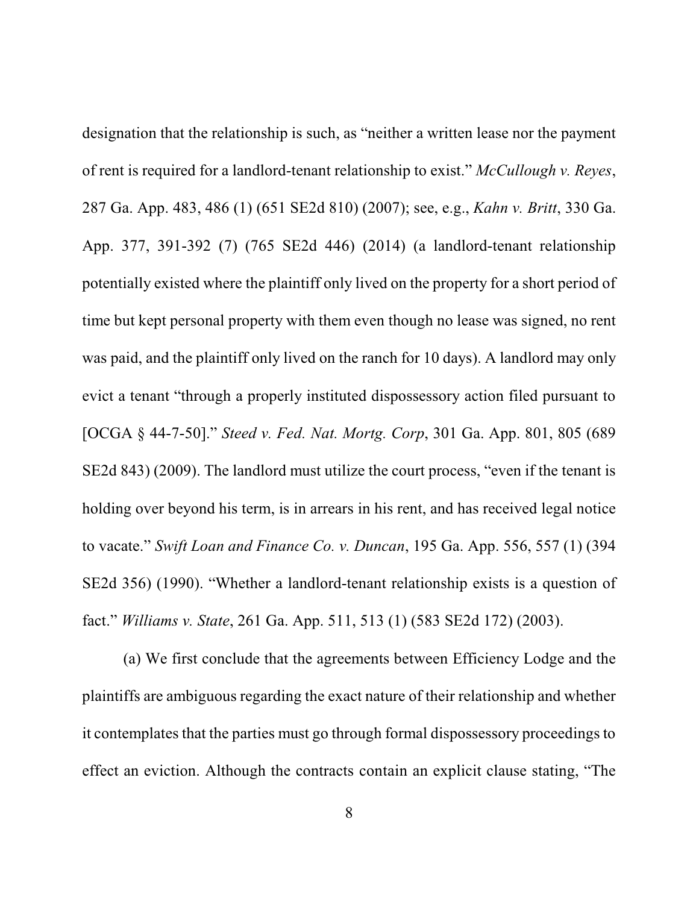designation that the relationship is such, as "neither a written lease nor the payment of rent is required for a landlord-tenant relationship to exist." *McCullough v. Reyes*, 287 Ga. App. 483, 486 (1) (651 SE2d 810) (2007); see, e.g., *Kahn v. Britt*, 330 Ga. App. 377, 391-392 (7) (765 SE2d 446) (2014) (a landlord-tenant relationship potentially existed where the plaintiff only lived on the property for a short period of time but kept personal property with them even though no lease was signed, no rent was paid, and the plaintiff only lived on the ranch for 10 days). A landlord may only evict a tenant "through a properly instituted dispossessory action filed pursuant to [OCGA § 44-7-50]." *Steed v. Fed. Nat. Mortg. Corp*, 301 Ga. App. 801, 805 (689 SE2d 843) (2009). The landlord must utilize the court process, "even if the tenant is holding over beyond his term, is in arrears in his rent, and has received legal notice to vacate." *Swift Loan and Finance Co. v. Duncan*, 195 Ga. App. 556, 557 (1) (394 SE2d 356) (1990). "Whether a landlord-tenant relationship exists is a question of fact." *Williams v. State*, 261 Ga. App. 511, 513 (1) (583 SE2d 172) (2003).

(a) We first conclude that the agreements between Efficiency Lodge and the plaintiffs are ambiguous regarding the exact nature of their relationship and whether it contemplates that the parties must go through formal dispossessory proceedings to effect an eviction. Although the contracts contain an explicit clause stating, "The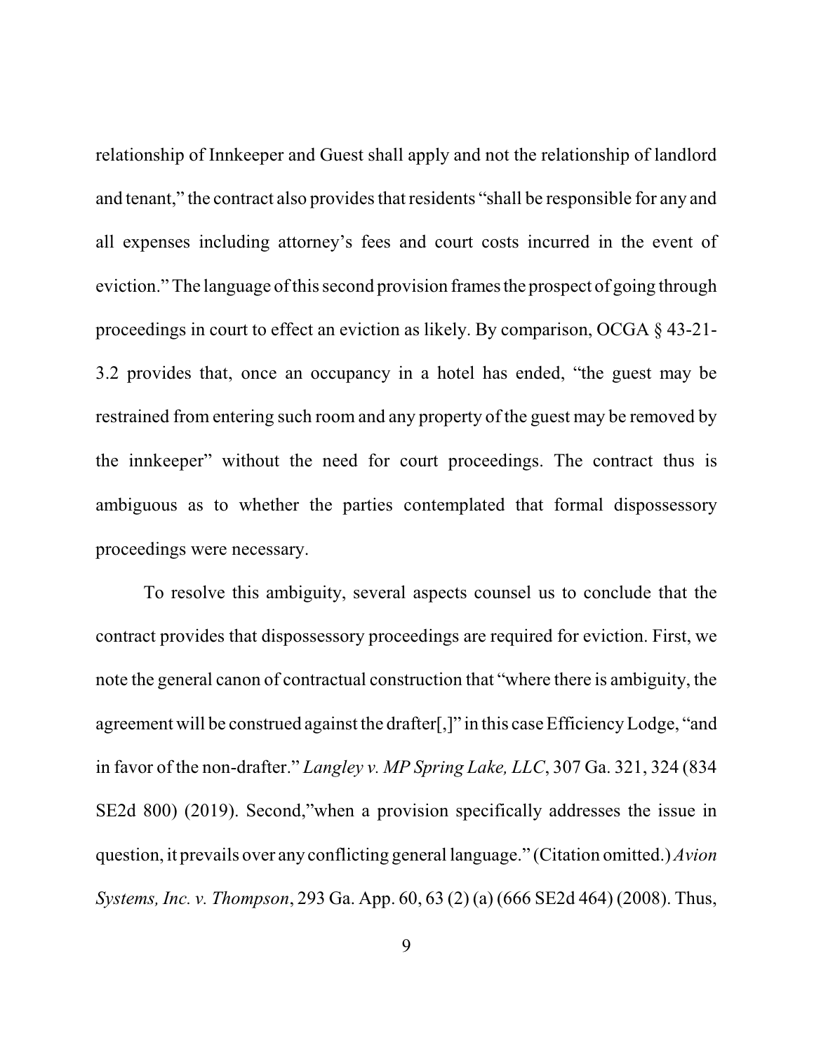relationship of Innkeeper and Guest shall apply and not the relationship of landlord and tenant," the contract also provides that residents "shall be responsible for any and all expenses including attorney's fees and court costs incurred in the event of eviction." The language of this second provision frames the prospect of going through proceedings in court to effect an eviction as likely. By comparison, OCGA § 43-21-3.2 provides that, once an occupancy in a hotel has ended, "the guest may be restrained from entering such room and any property of the guest may be removed by the innkeeper" without the need for court proceedings. The contract thus is ambiguous as to whether the parties contemplated that formal dispossessory proceedings were necessary.

To resolve this ambiguity, several aspects counsel us to conclude that the contract provides that dispossessory proceedings are required for eviction. First, we note the general canon of contractual construction that "where there is ambiguity, the agreement will be construed against the drafter[,]" in this case Efficiency Lodge, "and in favor of the non-drafter." *Langley v. MP Spring Lake, LLC*, 307 Ga. 321, 324 (834 SE2d 800) (2019). Second,"when a provision specifically addresses the issue in question, it prevails over any conflicting general language." (Citation omitted.) *Avion Systems, Inc. v. Thompson*, 293 Ga. App. 60, 63 (2) (a) (666 SE2d 464) (2008). Thus,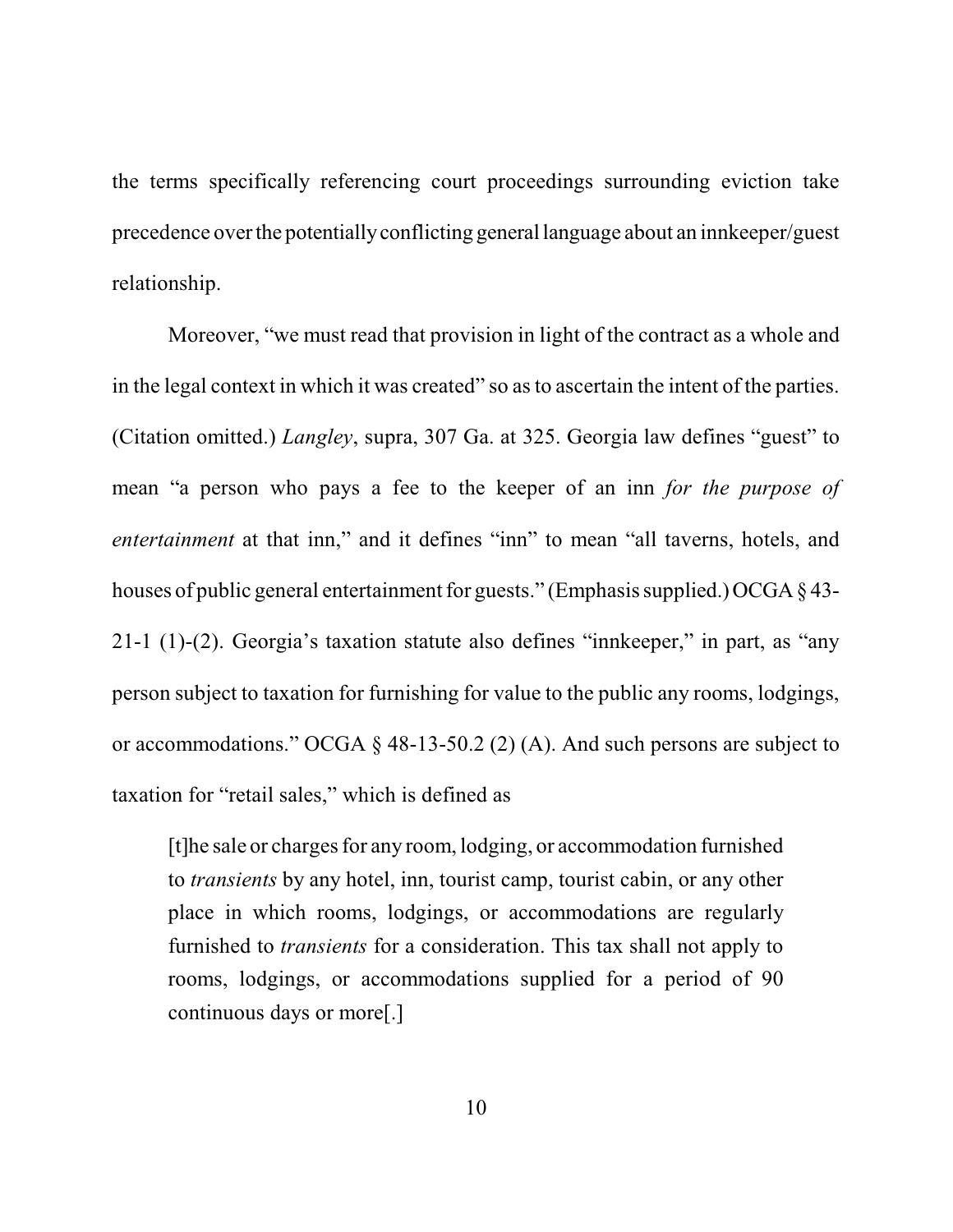the terms specifically referencing court proceedings surrounding eviction take precedence over the potentially conflicting general language about an innkeeper/guest relationship.

Moreover, "we must read that provision in light of the contract as a whole and in the legal context in which it was created" so as to ascertain the intent of the parties. (Citation omitted.) *Langley*, supra, 307 Ga. at 325. Georgia law defines "guest" to mean "a person who pays a fee to the keeper of an inn *for the purpose of entertainment* at that inn," and it defines "inn" to mean "all taverns, hotels, and houses of public general entertainment for guests." (Emphasis supplied.) OCGA § 43-21-1 (1)-(2). Georgia's taxation statute also defines "innkeeper," in part, as "any person subject to taxation for furnishing for value to the public any rooms, lodgings, or accommodations." OCGA § 48-13-50.2 (2) (A). And such persons are subject to taxation for "retail sales," which is defined as

> [t]he sale or charges for any room, lodging, or accommodation furnished to *transients* by any hotel, inn, tourist camp, tourist cabin, or any other place in which rooms, lodgings, or accommodations are regularly furnished to *transients* for a consideration. This tax shall not apply to rooms, lodgings, or accommodations supplied for a period of 90 continuous days or more[.]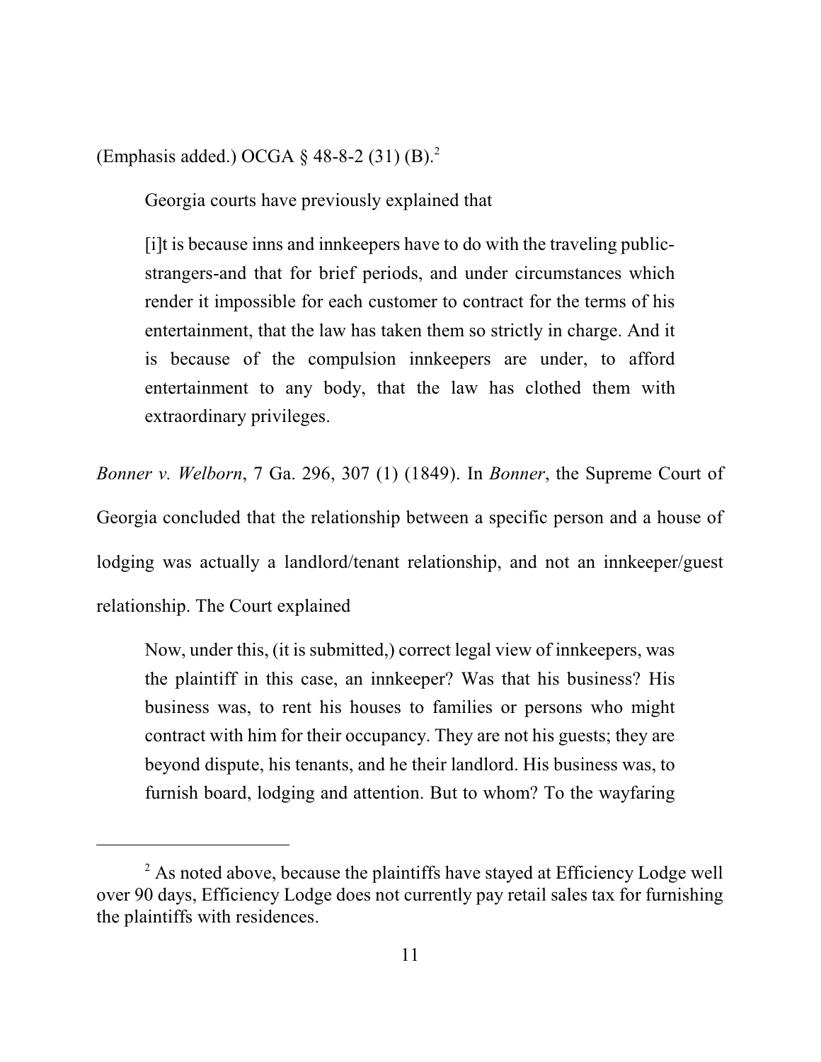(Emphasis added.) OCGA § 48-8-2 (31) (B).[2]

Georgia courts have previously explained that

> [i]t is because inns and innkeepers have to do with the traveling public-strangers-and that for brief periods, and under circumstances which render it impossible for each customer to contract for the terms of his entertainment, that the law has taken them so strictly in charge. And it is because of the compulsion innkeepers are under, to afford entertainment to any body, that the law has clothed them with extraordinary privileges.

*Bonner v. Welborn*, 7 Ga. 296, 307 (1) (1849). In *Bonner*, the Supreme Court of Georgia concluded that the relationship between a specific person and a house of lodging was actually a landlord/tenant relationship, and not an innkeeper/guest relationship. The Court explained

> Now, under this, (it is submitted,) correct legal view of innkeepers, was the plaintiff in this case, an innkeeper? Was that his business? His business was, to rent his houses to families or persons who might contract with him for their occupancy. They are not his guests; they are beyond dispute, his tenants, and he their landlord. His business was, to furnish board, lodging and attention. But to whom? To the wayfaring

---

[2] As noted above, because the plaintiffs have stayed at Efficiency Lodge well over 90 days, Efficiency Lodge does not currently pay retail sales tax for furnishing the plaintiffs with residences.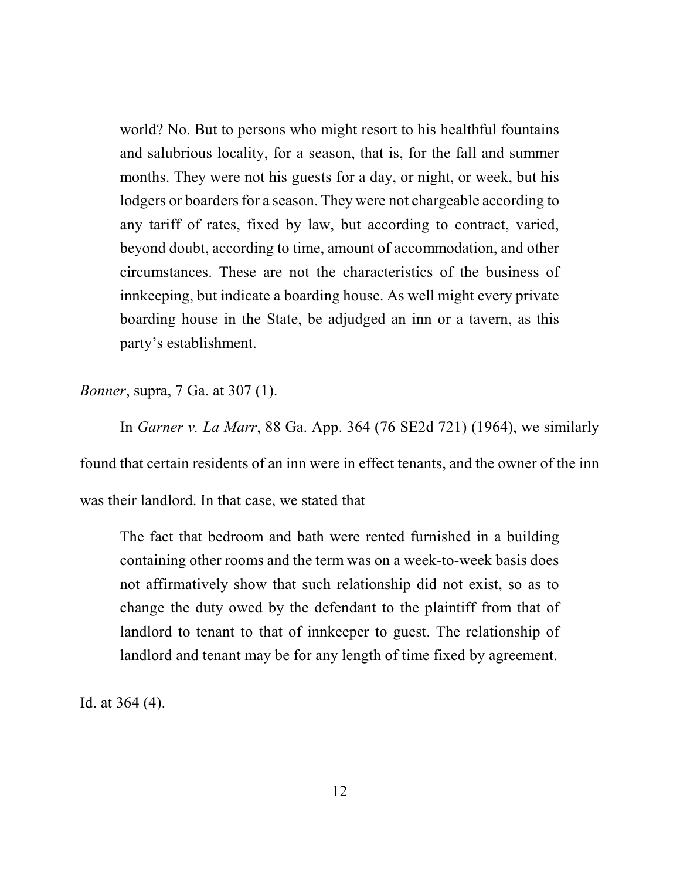> world? No. But to persons who might resort to his healthful fountains and salubrious locality, for a season, that is, for the fall and summer months. They were not his guests for a day, or night, or week, but his lodgers or boarders for a season. They were not chargeable according to any tariff of rates, fixed by law, but according to contract, varied, beyond doubt, according to time, amount of accommodation, and other circumstances. These are not the characteristics of the business of innkeeping, but indicate a boarding house. As well might every private boarding house in the State, be adjudged an inn or a tavern, as this party's establishment.

*Bonner*, supra, 7 Ga. at 307 (1).

In *Garner v. La Marr*, 88 Ga. App. 364 (76 SE2d 721) (1964), we similarly found that certain residents of an inn were in effect tenants, and the owner of the inn was their landlord. In that case, we stated that

> The fact that bedroom and bath were rented furnished in a building containing other rooms and the term was on a week-to-week basis does not affirmatively show that such relationship did not exist, so as to change the duty owed by the defendant to the plaintiff from that of landlord to tenant to that of innkeeper to guest. The relationship of landlord and tenant may be for any length of time fixed by agreement.

Id. at 364 (4).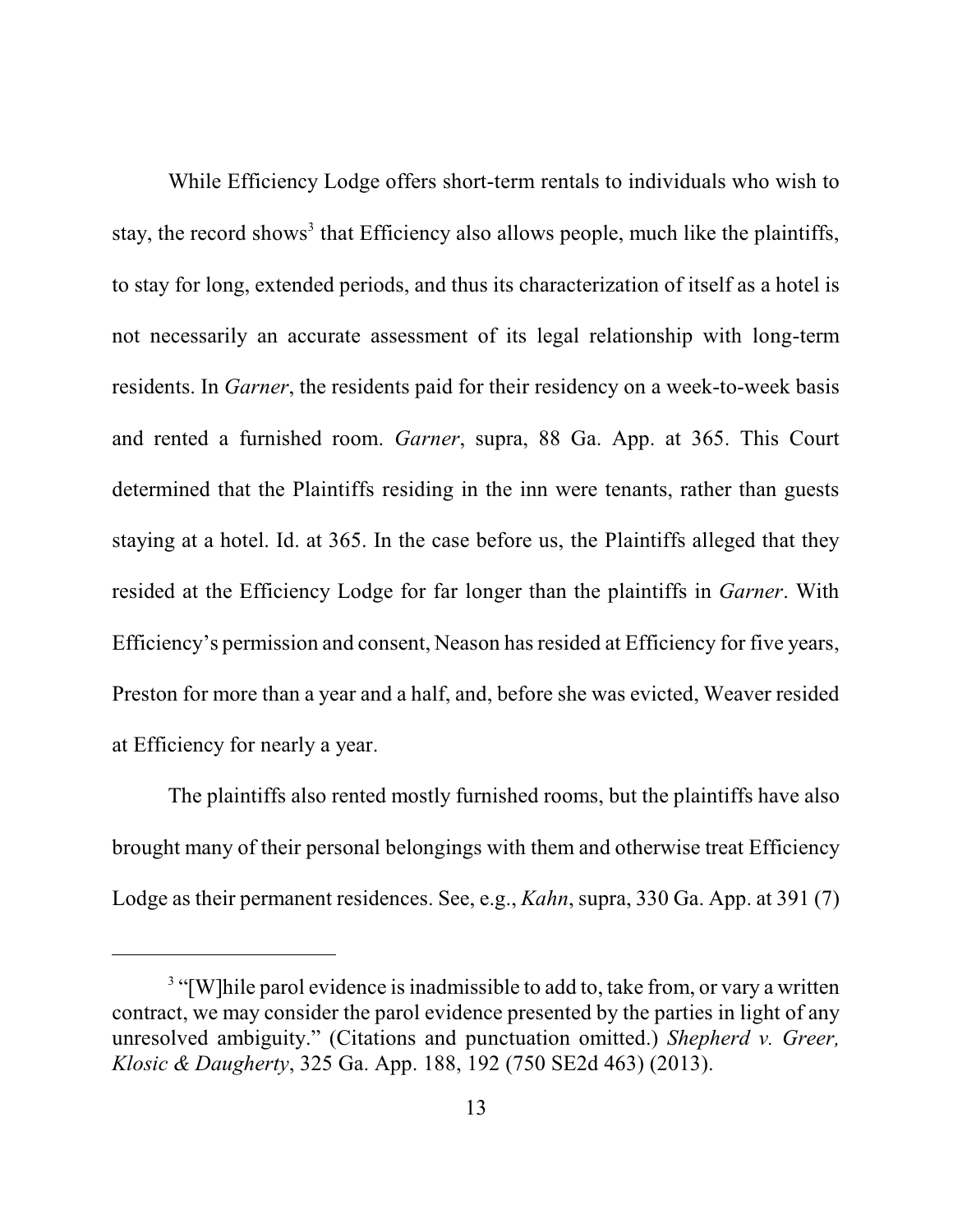While Efficiency Lodge offers short-term rentals to individuals who wish to stay, the record shows[3] that Efficiency also allows people, much like the plaintiffs, to stay for long, extended periods, and thus its characterization of itself as a hotel is not necessarily an accurate assessment of its legal relationship with long-term residents. In *Garner*, the residents paid for their residency on a week-to-week basis and rented a furnished room. *Garner*, supra, 88 Ga. App. at 365. This Court determined that the Plaintiffs residing in the inn were tenants, rather than guests staying at a hotel. Id. at 365. In the case before us, the Plaintiffs alleged that they resided at the Efficiency Lodge for far longer than the plaintiffs in *Garner*. With Efficiency's permission and consent, Neason has resided at Efficiency for five years, Preston for more than a year and a half, and, before she was evicted, Weaver resided at Efficiency for nearly a year.

The plaintiffs also rented mostly furnished rooms, but the plaintiffs have also brought many of their personal belongings with them and otherwise treat Efficiency Lodge as their permanent residences. See, e.g., *Kahn*, supra, 330 Ga. App. at 391 (7)

---

[3] "[W]hile parol evidence is inadmissible to add to, take from, or vary a written contract, we may consider the parol evidence presented by the parties in light of any unresolved ambiguity." (Citations and punctuation omitted.) *Shepherd v. Greer, Klosic & Daugherty*, 325 Ga. App. 188, 192 (750 SE2d 463) (2013).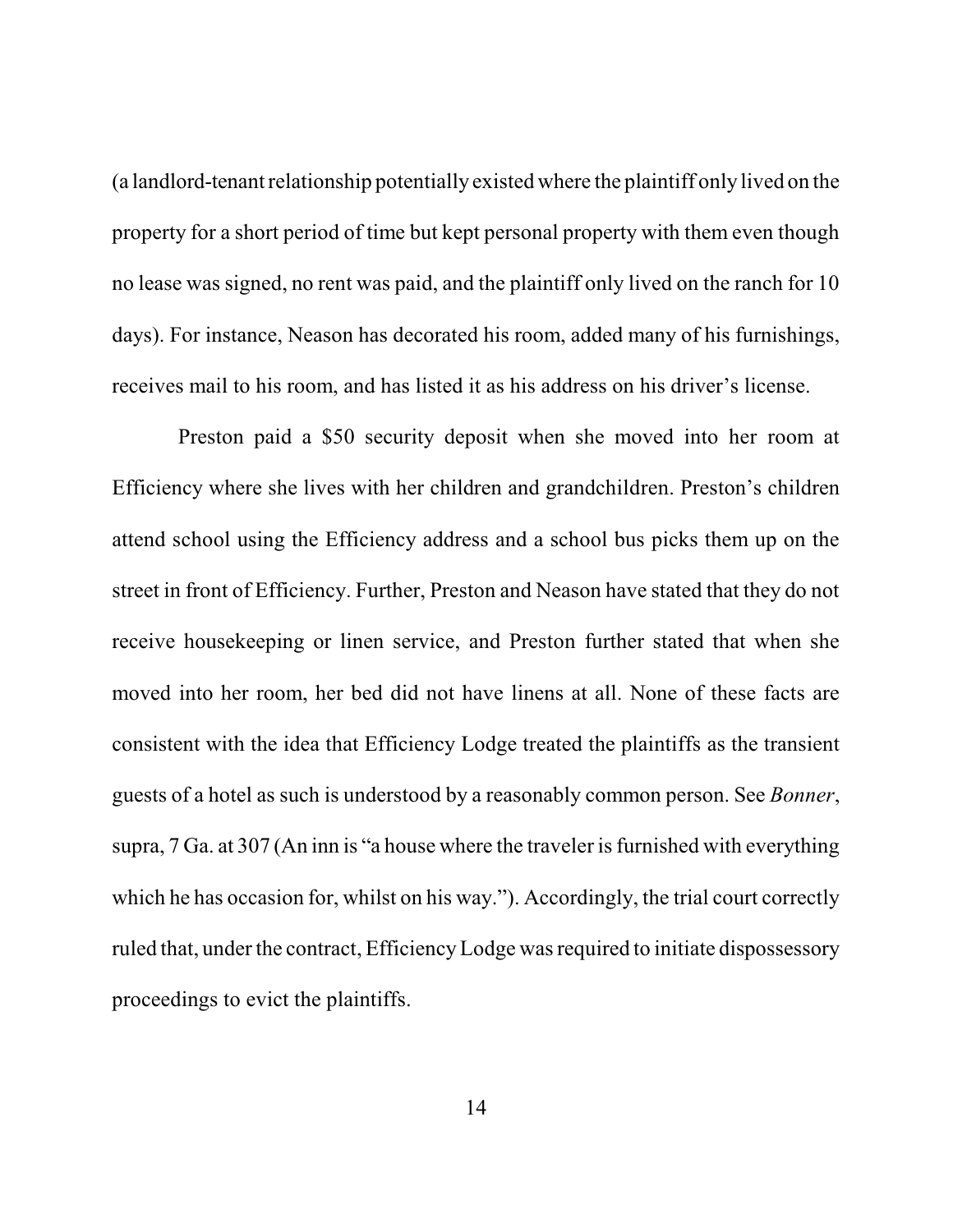(a landlord-tenant relationship potentially existed where the plaintiff only lived on the property for a short period of time but kept personal property with them even though no lease was signed, no rent was paid, and the plaintiff only lived on the ranch for 10 days). For instance, Neason has decorated his room, added many of his furnishings, receives mail to his room, and has listed it as his address on his driver's license.

Preston paid a $50 security deposit when she moved into her room at Efficiency where she lives with her children and grandchildren. Preston's children attend school using the Efficiency address and a school bus picks them up on the street in front of Efficiency. Further, Preston and Neason have stated that they do not receive housekeeping or linen service, and Preston further stated that when she moved into her room, her bed did not have linens at all. None of these facts are consistent with the idea that Efficiency Lodge treated the plaintiffs as the transient guests of a hotel as such is understood by a reasonably common person. See *Bonner*, supra, 7 Ga. at 307 (An inn is "a house where the traveler is furnished with everything which he has occasion for, whilst on his way."). Accordingly, the trial court correctly ruled that, under the contract, Efficiency Lodge was required to initiate dispossessory proceedings to evict the plaintiffs.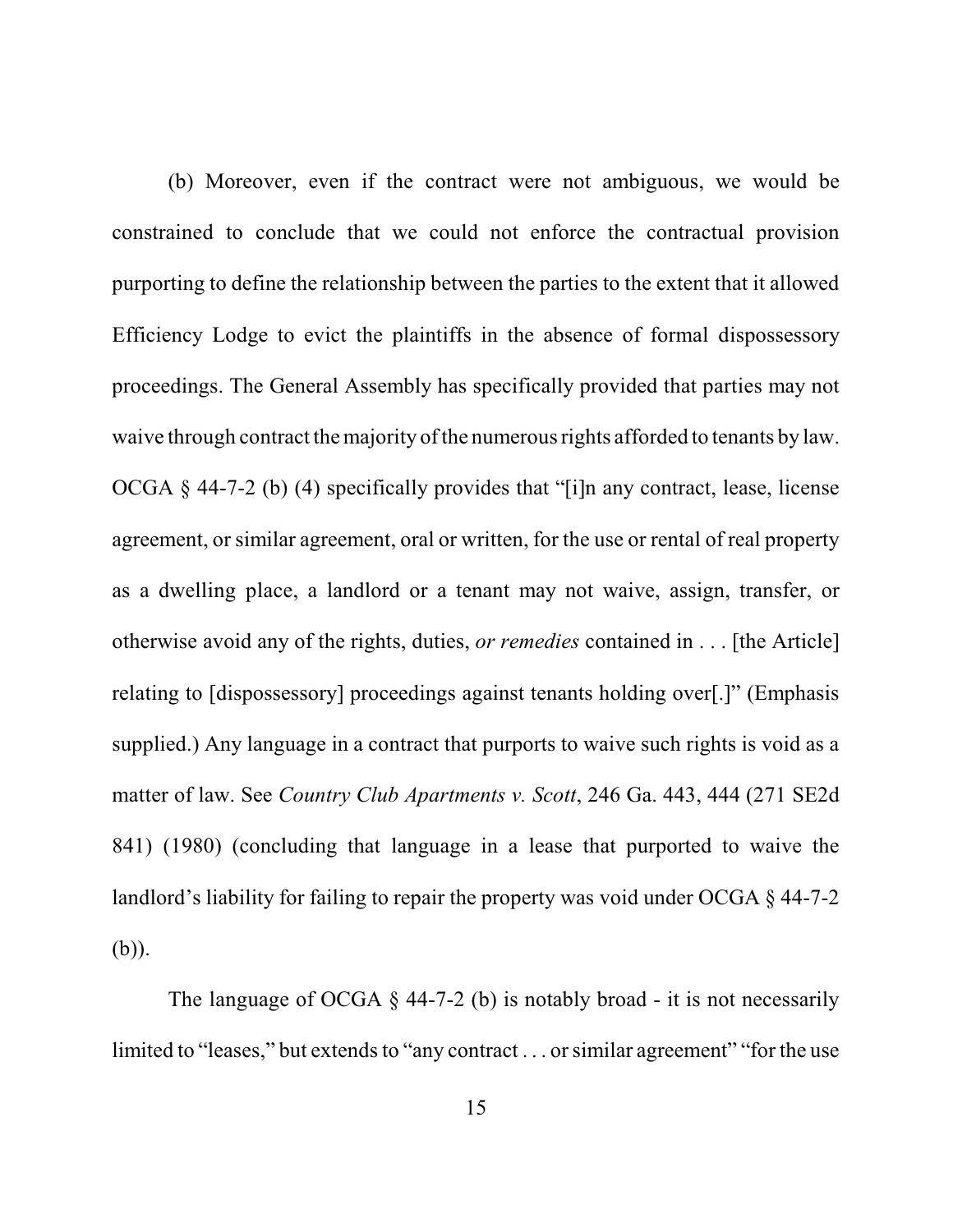(b) Moreover, even if the contract were not ambiguous, we would be constrained to conclude that we could not enforce the contractual provision purporting to define the relationship between the parties to the extent that it allowed Efficiency Lodge to evict the plaintiffs in the absence of formal dispossessory proceedings. The General Assembly has specifically provided that parties may not waive through contract the majority of the numerous rights afforded to tenants by law. OCGA § 44-7-2 (b) (4) specifically provides that "[i]n any contract, lease, license agreement, or similar agreement, oral or written, for the use or rental of real property as a dwelling place, a landlord or a tenant may not waive, assign, transfer, or otherwise avoid any of the rights, duties, *or remedies* contained in . . . [the Article] relating to [dispossessory] proceedings against tenants holding over[.]" (Emphasis supplied.) Any language in a contract that purports to waive such rights is void as a matter of law. See *Country Club Apartments v. Scott*, 246 Ga. 443, 444 (271 SE2d 841) (1980) (concluding that language in a lease that purported to waive the landlord's liability for failing to repair the property was void under OCGA § 44-7-2 (b)).

The language of OCGA § 44-7-2 (b) is notably broad - it is not necessarily limited to "leases," but extends to "any contract . . . or similar agreement" "for the use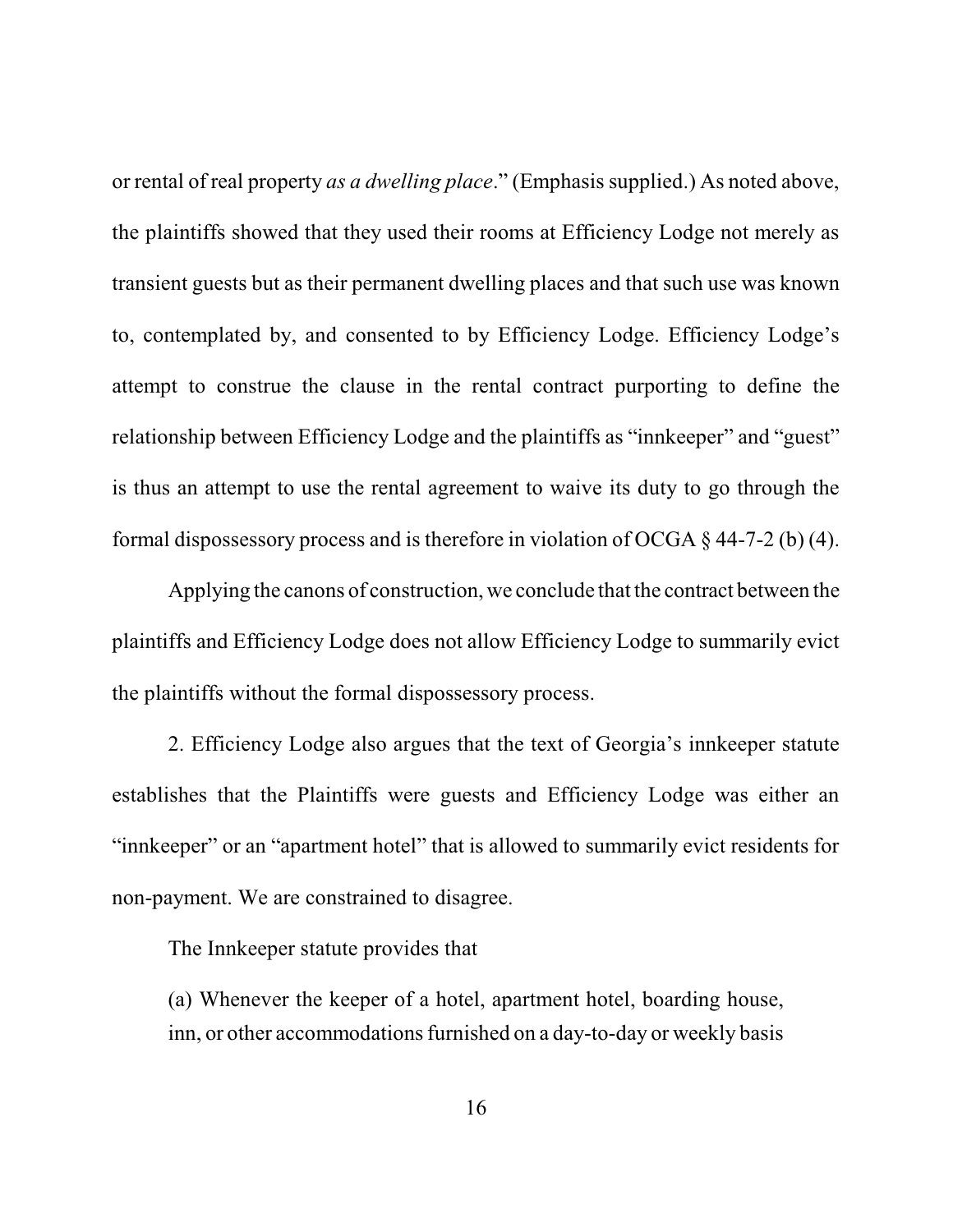or rental of real property *as a dwelling place*." (Emphasis supplied.) As noted above, the plaintiffs showed that they used their rooms at Efficiency Lodge not merely as transient guests but as their permanent dwelling places and that such use was known to, contemplated by, and consented to by Efficiency Lodge. Efficiency Lodge's attempt to construe the clause in the rental contract purporting to define the relationship between Efficiency Lodge and the plaintiffs as "innkeeper" and "guest" is thus an attempt to use the rental agreement to waive its duty to go through the formal dispossessory process and is therefore in violation of OCGA § 44-7-2 (b) (4).

Applying the canons of construction, we conclude that the contract between the plaintiffs and Efficiency Lodge does not allow Efficiency Lodge to summarily evict the plaintiffs without the formal dispossessory process.

2. Efficiency Lodge also argues that the text of Georgia's innkeeper statute establishes that the Plaintiffs were guests and Efficiency Lodge was either an "innkeeper" or an "apartment hotel" that is allowed to summarily evict residents for non-payment. We are constrained to disagree.

The Innkeeper statute provides that

> (a) Whenever the keeper of a hotel, apartment hotel, boarding house, inn, or other accommodations furnished on a day-to-day or weekly basis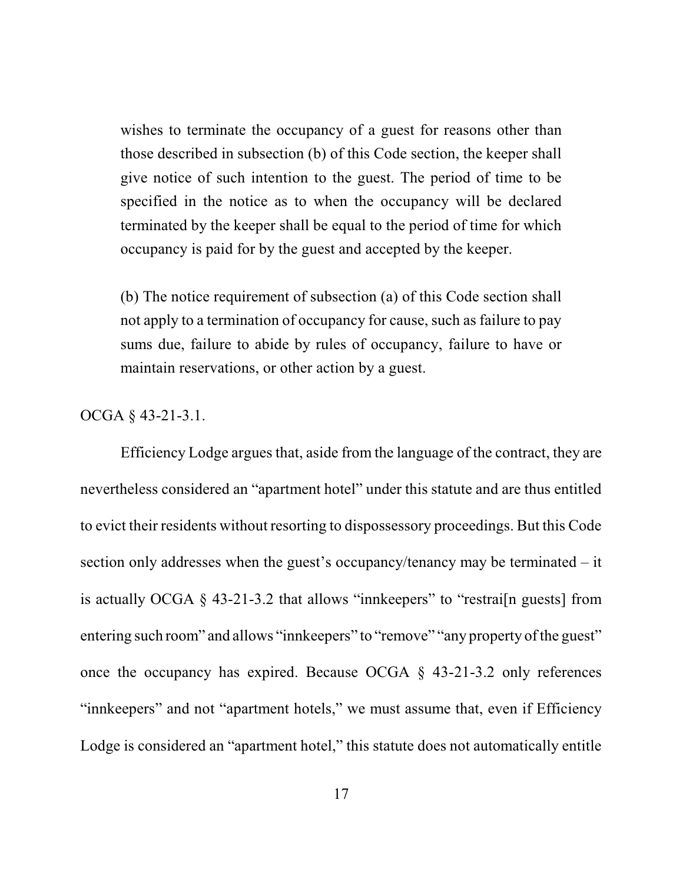> wishes to terminate the occupancy of a guest for reasons other than those described in subsection (b) of this Code section, the keeper shall give notice of such intention to the guest. The period of time to be specified in the notice as to when the occupancy will be declared terminated by the keeper shall be equal to the period of time for which occupancy is paid for by the guest and accepted by the keeper.
>
> (b) The notice requirement of subsection (a) of this Code section shall not apply to a termination of occupancy for cause, such as failure to pay sums due, failure to abide by rules of occupancy, failure to have or maintain reservations, or other action by a guest.

OCGA § 43-21-3.1.

Efficiency Lodge argues that, aside from the language of the contract, they are nevertheless considered an "apartment hotel" under this statute and are thus entitled to evict their residents without resorting to dispossessory proceedings. But this Code section only addresses when the guest's occupancy/tenancy may be terminated – it is actually OCGA § 43-21-3.2 that allows "innkeepers" to "restrai[n guests] from entering such room" and allows "innkeepers" to "remove" "any property of the guest" once the occupancy has expired. Because OCGA § 43-21-3.2 only references "innkeepers" and not "apartment hotels," we must assume that, even if Efficiency Lodge is considered an "apartment hotel," this statute does not automatically entitle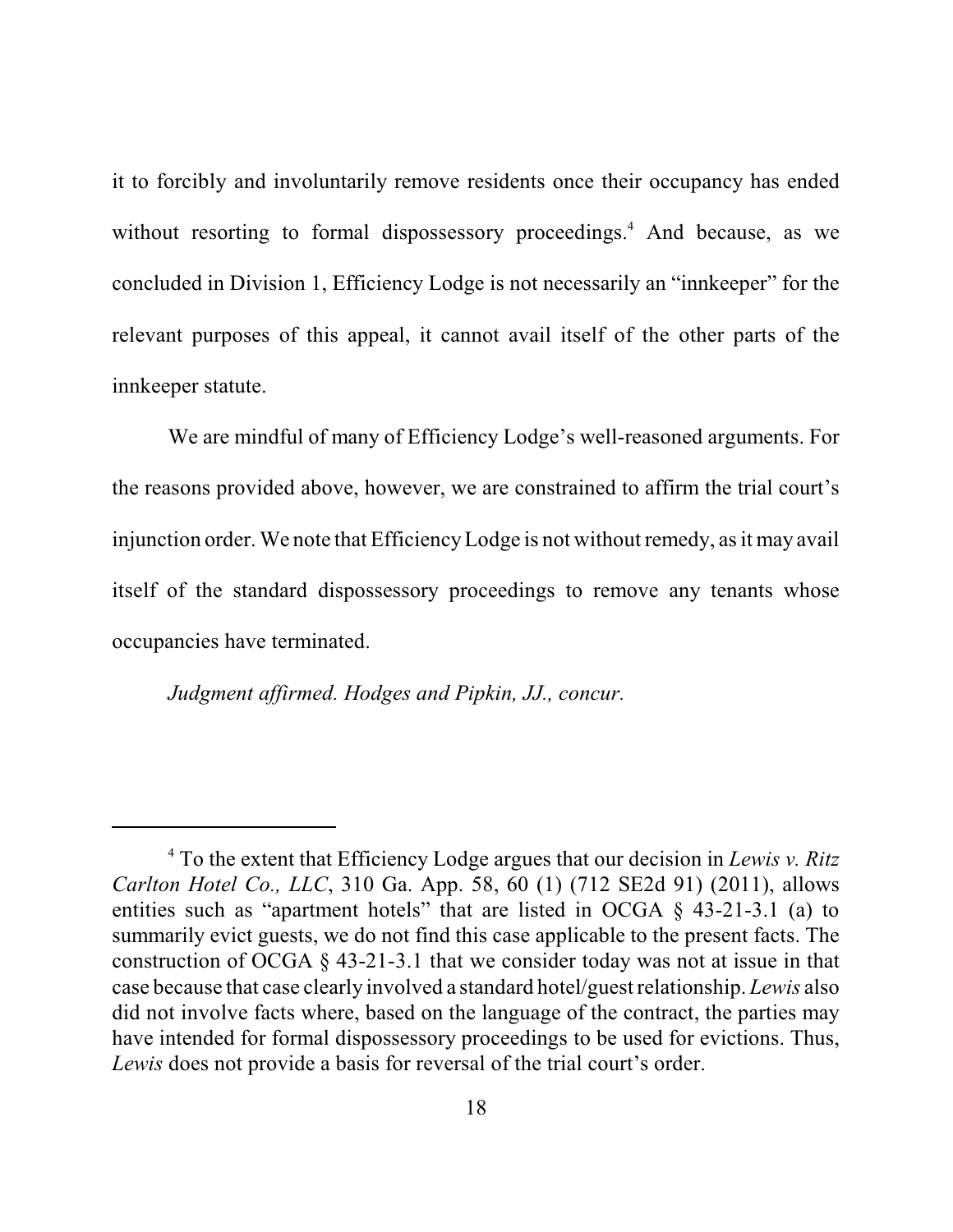it to forcibly and involuntarily remove residents once their occupancy has ended without resorting to formal dispossessory proceedings.[4] And because, as we concluded in Division 1, Efficiency Lodge is not necessarily an "innkeeper" for the relevant purposes of this appeal, it cannot avail itself of the other parts of the innkeeper statute.

We are mindful of many of Efficiency Lodge's well-reasoned arguments. For the reasons provided above, however, we are constrained to affirm the trial court's injunction order. We note that Efficiency Lodge is not without remedy, as it may avail itself of the standard dispossessory proceedings to remove any tenants whose occupancies have terminated.

*Judgment affirmed. Hodges and Pipkin, JJ., concur.*

---

[4] To the extent that Efficiency Lodge argues that our decision in *Lewis v. Ritz Carlton Hotel Co., LLC*, 310 Ga. App. 58, 60 (1) (712 SE2d 91) (2011), allows entities such as "apartment hotels" that are listed in OCGA § 43-21-3.1 (a) to summarily evict guests, we do not find this case applicable to the present facts. The construction of OCGA § 43-21-3.1 that we consider today was not at issue in that case because that case clearly involved a standard hotel/guest relationship. *Lewis* also did not involve facts where, based on the language of the contract, the parties may have intended for formal dispossessory proceedings to be used for evictions. Thus, *Lewis* does not provide a basis for reversal of the trial court's order.